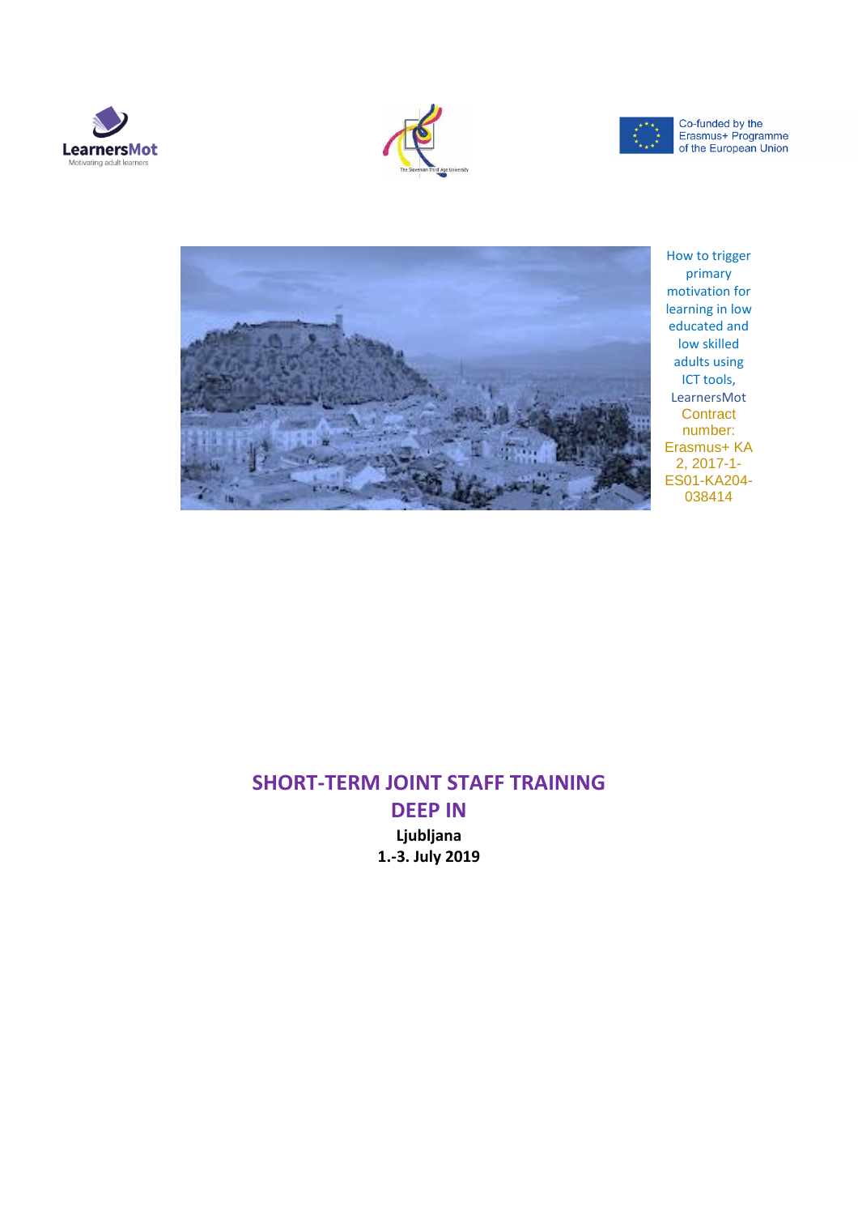LearnersMot
Motivating adult learners

The Slovenian Third Age University

Co-funded by the Erasmus+ Programme of the European Union

How to trigger primary motivation for learning in low educated and low skilled adults using ICT tools, LearnersMot

Contract number: Erasmus+ KA 2, 2017-1-ES01-KA204-038414

# SHORT-TERM JOINT STAFF TRAINING DEEP IN

**Ljubljana**

**1.-3. July 2019**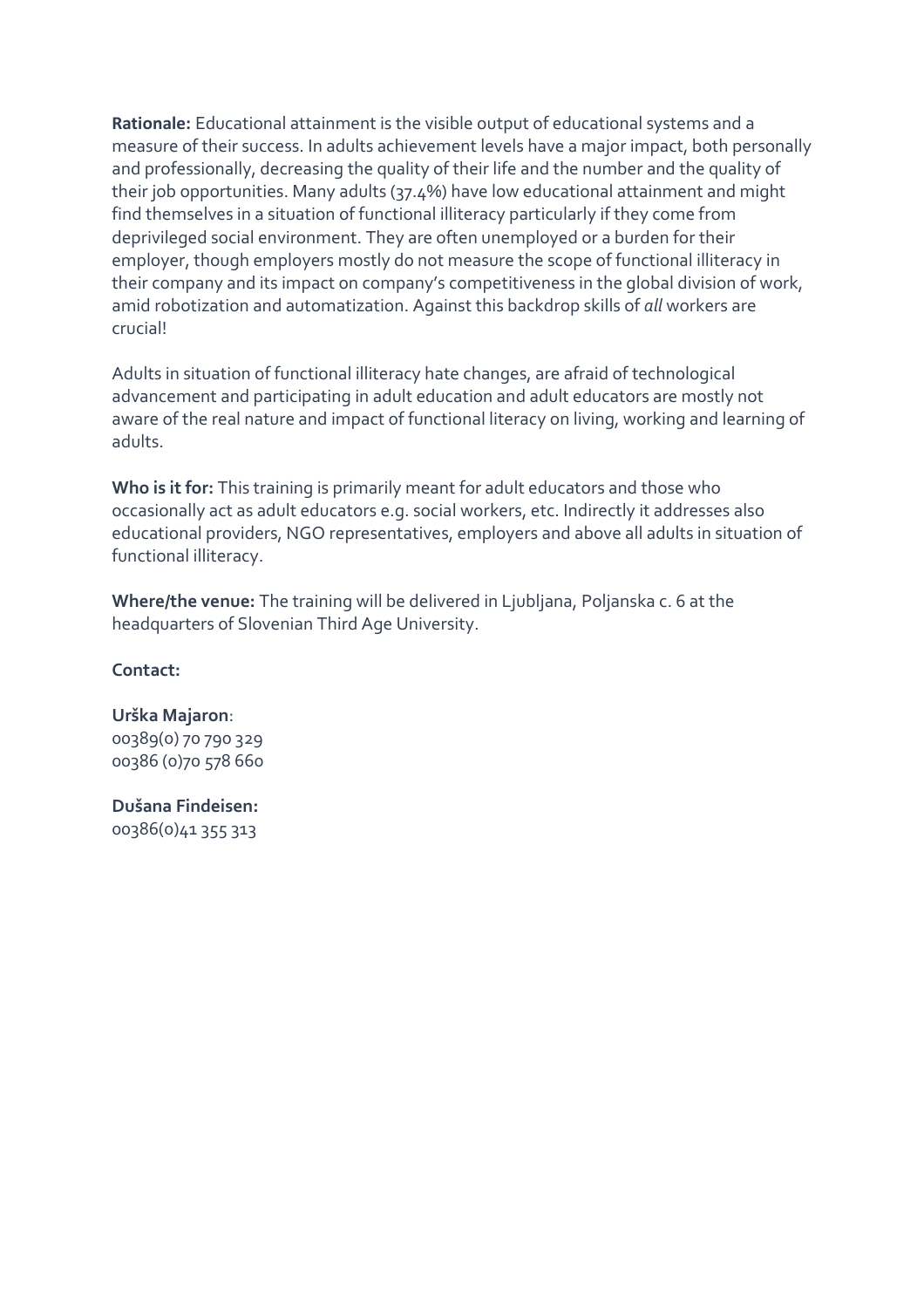**Rationale:** Educational attainment is the visible output of educational systems and a measure of their success. In adults achievement levels have a major impact, both personally and professionally, decreasing the quality of their life and the number and the quality of their job opportunities. Many adults (37.4%) have low educational attainment and might find themselves in a situation of functional illiteracy particularly if they come from deprivileged social environment. They are often unemployed or a burden for their employer, though employers mostly do not measure the scope of functional illiteracy in their company and its impact on company's competitiveness in the global division of work, amid robotization and automatization. Against this backdrop skills of *all* workers are crucial!

Adults in situation of functional illiteracy hate changes, are afraid of technological advancement and participating in adult education and adult educators are mostly not aware of the real nature and impact of functional literacy on living, working and learning of adults.

**Who is it for:** This training is primarily meant for adult educators and those who occasionally act as adult educators e.g. social workers, etc. Indirectly it addresses also educational providers, NGO representatives, employers and above all adults in situation of functional illiteracy.

**Where/the venue:** The training will be delivered in Ljubljana, Poljanska c. 6 at the headquarters of Slovenian Third Age University.

**Contact:**

**Urška Majaron**:
00389(0) 70 790 329
00386 (0)70 578 660

**Dušana Findeisen:**
00386(0)41 355 313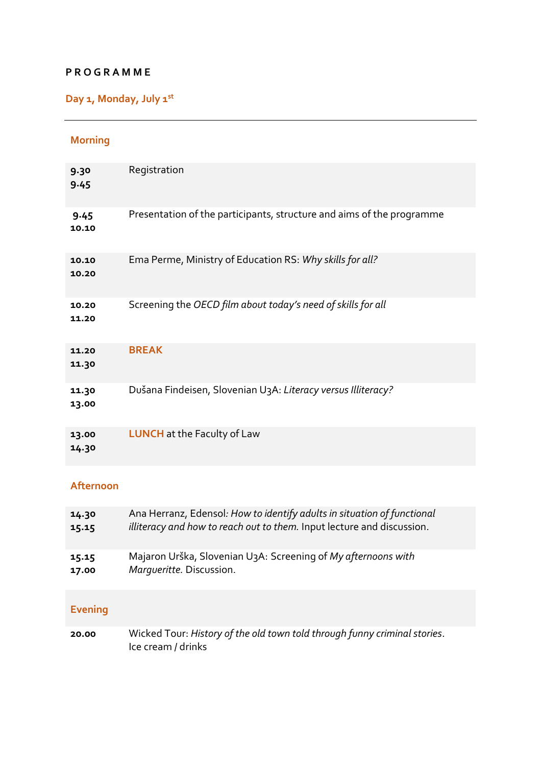**P R O G R A M M E**

## Day 1, Monday, July 1st

---

### Morning

| | |
|---|---|
| **9.30**<br>**9.45** | Registration |
| **9.45**<br>**10.10** | Presentation of the participants, structure and aims of the programme |
| **10.10**<br>**10.20** | Ema Perme, Ministry of Education RS: *Why skills for all?* |
| **10.20**<br>**11.20** | Screening the *OECD film about today's need of skills for all* |
| **11.20**<br>**11.30** | **BREAK** |
| **11.30**<br>**13.00** | Dušana Findeisen, Slovenian U3A: *Literacy versus Illiteracy?* |
| **13.00**<br>**14.30** | **LUNCH** at the Faculty of Law |

### Afternoon

| | |
|---|---|
| **14.30**<br>**15.15** | Ana Herranz, Edensol*: How to identify adults in situation of functional illiteracy and how to reach out to them.* Input lecture and discussion. |
| **15.15**<br>**17.00** | Majaron Urška, Slovenian U3A: Screening of *My afternoons with Margueritte.* Discussion. |

### Evening

| | |
|---|---|
| **20.00** | Wicked Tour: *History of the old town told through funny criminal stories*. Ice cream / drinks |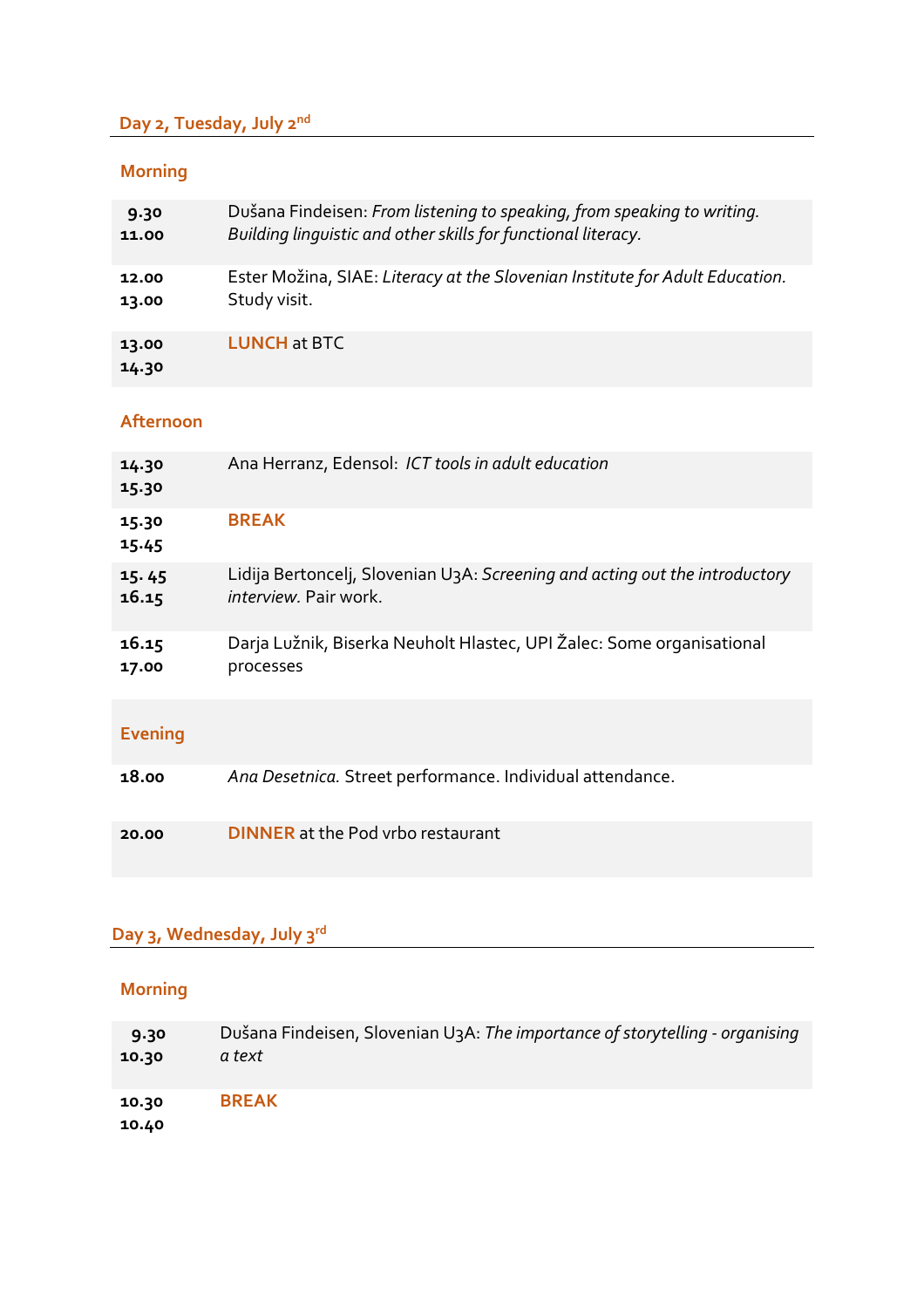## Day 2, Tuesday, July 2nd

### Morning

| | |
|---|---|
| 9.30<br>11.00 | Dušana Findeisen: *From listening to speaking, from speaking to writing. Building linguistic and other skills for functional literacy.* |
| 12.00<br>13.00 | Ester Možina, SIAE: *Literacy at the Slovenian Institute for Adult Education.* Study visit. |
| 13.00<br>14.30 | **LUNCH** at BTC |

### Afternoon

| | |
|---|---|
| 14.30<br>15.30 | Ana Herranz, Edensol: *ICT tools in adult education* |
| 15.30<br>15.45 | **BREAK** |
| 15. 45<br>16.15 | Lidija Bertoncelj, Slovenian U3A: *Screening and acting out the introductory interview.* Pair work. |
| 16.15<br>17.00 | Darja Lužnik, Biserka Neuholt Hlastec, UPI Žalec: Some organisational processes |

### Evening

| | |
|---|---|
| 18.00 | *Ana Desetnica.* Street performance. Individual attendance. |
| 20.00 | **DINNER** at the Pod vrbo restaurant |

## Day 3, Wednesday, July 3rd

### Morning

| | |
|---|---|
| 9.30<br>10.30 | Dušana Findeisen, Slovenian U3A: *The importance of storytelling - organising a text* |
| 10.30<br>10.40 | **BREAK** |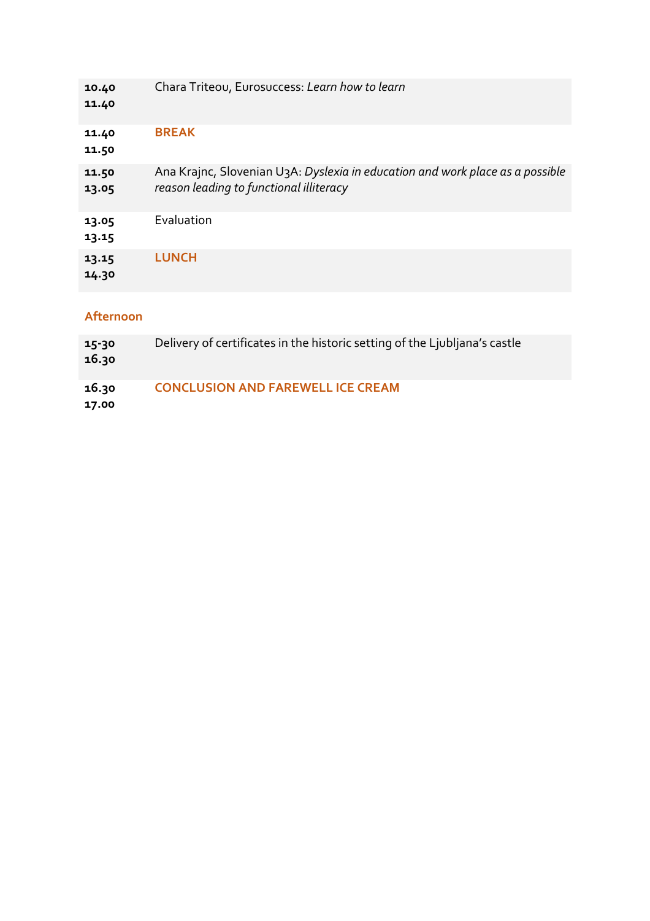| | |
|---|---|
| **10.40**<br>**11.40** | Chara Triteou, Eurosuccess: *Learn how to learn* |
| **11.40**<br>**11.50** | **BREAK** |
| **11.50**<br>**13.05** | Ana Krajnc, Slovenian U3A: *Dyslexia in education and work place as a possible reason leading to functional illiteracy* |
| **13.05**<br>**13.15** | Evaluation |
| **13.15**<br>**14.30** | **LUNCH** |

## Afternoon

| | |
|---|---|
| **15-30**<br>**16.30** | Delivery of certificates in the historic setting of the Ljubljana's castle |
| **16.30**<br>**17.00** | **CONCLUSION AND FAREWELL ICE CREAM** |